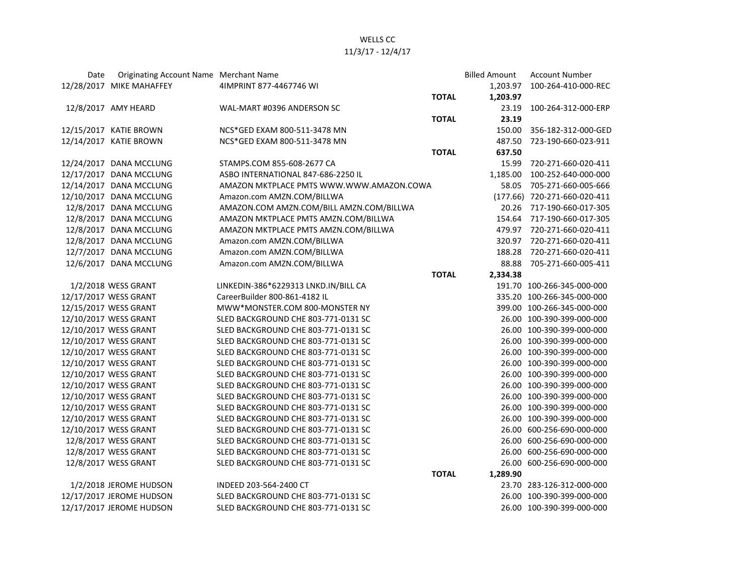WELLS CC

11/3/17 - 12/4/17

| Date | Originating Account Name | Merchant Name | | Billed Amount | Account Number |
|---|---|---|---|---|---|
| 12/28/2017 | MIKE MAHAFFEY | 4IMPRINT 877-4467746 WI | | 1,203.97 | 100-264-410-000-REC |
| | | | **TOTAL** | **1,203.97** | |
| 12/8/2017 | AMY HEARD | WAL-MART #0396 ANDERSON SC | | 23.19 | 100-264-312-000-ERP |
| | | | **TOTAL** | **23.19** | |
| 12/15/2017 | KATIE BROWN | NCS*GED EXAM 800-511-3478 MN | | 150.00 | 356-182-312-000-GED |
| 12/14/2017 | KATIE BROWN | NCS*GED EXAM 800-511-3478 MN | | 487.50 | 723-190-660-023-911 |
| | | | **TOTAL** | **637.50** | |
| 12/24/2017 | DANA MCCLUNG | STAMPS.COM 855-608-2677 CA | | 15.99 | 720-271-660-020-411 |
| 12/17/2017 | DANA MCCLUNG | ASBO INTERNATIONAL 847-686-2250 IL | | 1,185.00 | 100-252-640-000-000 |
| 12/14/2017 | DANA MCCLUNG | AMAZON MKTPLACE PMTS WWW.WWW.AMAZON.COWA | | 58.05 | 705-271-660-005-666 |
| 12/10/2017 | DANA MCCLUNG | Amazon.com AMZN.COM/BILLWA | | (177.66) | 720-271-660-020-411 |
| 12/8/2017 | DANA MCCLUNG | AMAZON.COM AMZN.COM/BILL AMZN.COM/BILLWA | | 20.26 | 717-190-660-017-305 |
| 12/8/2017 | DANA MCCLUNG | AMAZON MKTPLACE PMTS AMZN.COM/BILLWA | | 154.64 | 717-190-660-017-305 |
| 12/8/2017 | DANA MCCLUNG | AMAZON MKTPLACE PMTS AMZN.COM/BILLWA | | 479.97 | 720-271-660-020-411 |
| 12/8/2017 | DANA MCCLUNG | Amazon.com AMZN.COM/BILLWA | | 320.97 | 720-271-660-020-411 |
| 12/7/2017 | DANA MCCLUNG | Amazon.com AMZN.COM/BILLWA | | 188.28 | 720-271-660-020-411 |
| 12/6/2017 | DANA MCCLUNG | Amazon.com AMZN.COM/BILLWA | | 88.88 | 705-271-660-005-411 |
| | | | **TOTAL** | **2,334.38** | |
| 1/2/2018 | WESS GRANT | LINKEDIN-386*6229313 LNKD.IN/BILL CA | | 191.70 | 100-266-345-000-000 |
| 12/17/2017 | WESS GRANT | CareerBuilder 800-861-4182 IL | | 335.20 | 100-266-345-000-000 |
| 12/15/2017 | WESS GRANT | MWW*MONSTER.COM 800-MONSTER NY | | 399.00 | 100-266-345-000-000 |
| 12/10/2017 | WESS GRANT | SLED BACKGROUND CHE 803-771-0131 SC | | 26.00 | 100-390-399-000-000 |
| 12/10/2017 | WESS GRANT | SLED BACKGROUND CHE 803-771-0131 SC | | 26.00 | 100-390-399-000-000 |
| 12/10/2017 | WESS GRANT | SLED BACKGROUND CHE 803-771-0131 SC | | 26.00 | 100-390-399-000-000 |
| 12/10/2017 | WESS GRANT | SLED BACKGROUND CHE 803-771-0131 SC | | 26.00 | 100-390-399-000-000 |
| 12/10/2017 | WESS GRANT | SLED BACKGROUND CHE 803-771-0131 SC | | 26.00 | 100-390-399-000-000 |
| 12/10/2017 | WESS GRANT | SLED BACKGROUND CHE 803-771-0131 SC | | 26.00 | 100-390-399-000-000 |
| 12/10/2017 | WESS GRANT | SLED BACKGROUND CHE 803-771-0131 SC | | 26.00 | 100-390-399-000-000 |
| 12/10/2017 | WESS GRANT | SLED BACKGROUND CHE 803-771-0131 SC | | 26.00 | 100-390-399-000-000 |
| 12/10/2017 | WESS GRANT | SLED BACKGROUND CHE 803-771-0131 SC | | 26.00 | 100-390-399-000-000 |
| 12/10/2017 | WESS GRANT | SLED BACKGROUND CHE 803-771-0131 SC | | 26.00 | 100-390-399-000-000 |
| 12/10/2017 | WESS GRANT | SLED BACKGROUND CHE 803-771-0131 SC | | 26.00 | 600-256-690-000-000 |
| 12/8/2017 | WESS GRANT | SLED BACKGROUND CHE 803-771-0131 SC | | 26.00 | 600-256-690-000-000 |
| 12/8/2017 | WESS GRANT | SLED BACKGROUND CHE 803-771-0131 SC | | 26.00 | 600-256-690-000-000 |
| 12/8/2017 | WESS GRANT | SLED BACKGROUND CHE 803-771-0131 SC | | 26.00 | 600-256-690-000-000 |
| | | | **TOTAL** | **1,289.90** | |
| 1/2/2018 | JEROME HUDSON | INDEED 203-564-2400 CT | | 23.70 | 283-126-312-000-000 |
| 12/17/2017 | JEROME HUDSON | SLED BACKGROUND CHE 803-771-0131 SC | | 26.00 | 100-390-399-000-000 |
| 12/17/2017 | JEROME HUDSON | SLED BACKGROUND CHE 803-771-0131 SC | | 26.00 | 100-390-399-000-000 |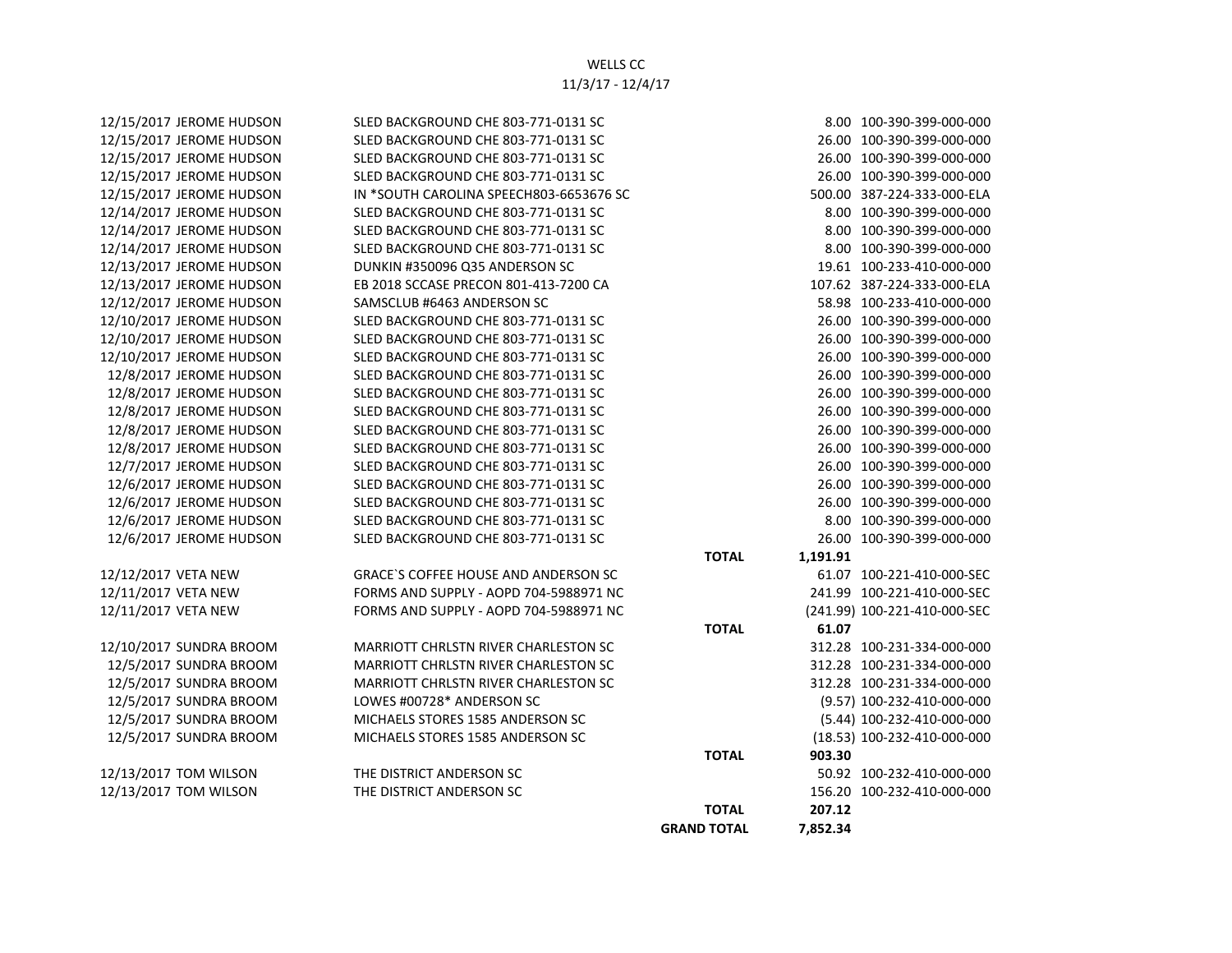WELLS CC

11/3/17 - 12/4/17

| | | | | | |
|---|---|---|---|---|---|
| 12/15/2017 | JEROME HUDSON | SLED BACKGROUND CHE 803-771-0131 SC | | 8.00 | 100-390-399-000-000 |
| 12/15/2017 | JEROME HUDSON | SLED BACKGROUND CHE 803-771-0131 SC | | 26.00 | 100-390-399-000-000 |
| 12/15/2017 | JEROME HUDSON | SLED BACKGROUND CHE 803-771-0131 SC | | 26.00 | 100-390-399-000-000 |
| 12/15/2017 | JEROME HUDSON | SLED BACKGROUND CHE 803-771-0131 SC | | 26.00 | 100-390-399-000-000 |
| 12/15/2017 | JEROME HUDSON | IN *SOUTH CAROLINA SPEECH803-6653676 SC | | 500.00 | 387-224-333-000-ELA |
| 12/14/2017 | JEROME HUDSON | SLED BACKGROUND CHE 803-771-0131 SC | | 8.00 | 100-390-399-000-000 |
| 12/14/2017 | JEROME HUDSON | SLED BACKGROUND CHE 803-771-0131 SC | | 8.00 | 100-390-399-000-000 |
| 12/14/2017 | JEROME HUDSON | SLED BACKGROUND CHE 803-771-0131 SC | | 8.00 | 100-390-399-000-000 |
| 12/13/2017 | JEROME HUDSON | DUNKIN #350096 Q35 ANDERSON SC | | 19.61 | 100-233-410-000-000 |
| 12/13/2017 | JEROME HUDSON | EB 2018 SCCASE PRECON 801-413-7200 CA | | 107.62 | 387-224-333-000-ELA |
| 12/12/2017 | JEROME HUDSON | SAMSCLUB #6463 ANDERSON SC | | 58.98 | 100-233-410-000-000 |
| 12/10/2017 | JEROME HUDSON | SLED BACKGROUND CHE 803-771-0131 SC | | 26.00 | 100-390-399-000-000 |
| 12/10/2017 | JEROME HUDSON | SLED BACKGROUND CHE 803-771-0131 SC | | 26.00 | 100-390-399-000-000 |
| 12/10/2017 | JEROME HUDSON | SLED BACKGROUND CHE 803-771-0131 SC | | 26.00 | 100-390-399-000-000 |
| 12/8/2017 | JEROME HUDSON | SLED BACKGROUND CHE 803-771-0131 SC | | 26.00 | 100-390-399-000-000 |
| 12/8/2017 | JEROME HUDSON | SLED BACKGROUND CHE 803-771-0131 SC | | 26.00 | 100-390-399-000-000 |
| 12/8/2017 | JEROME HUDSON | SLED BACKGROUND CHE 803-771-0131 SC | | 26.00 | 100-390-399-000-000 |
| 12/8/2017 | JEROME HUDSON | SLED BACKGROUND CHE 803-771-0131 SC | | 26.00 | 100-390-399-000-000 |
| 12/8/2017 | JEROME HUDSON | SLED BACKGROUND CHE 803-771-0131 SC | | 26.00 | 100-390-399-000-000 |
| 12/7/2017 | JEROME HUDSON | SLED BACKGROUND CHE 803-771-0131 SC | | 26.00 | 100-390-399-000-000 |
| 12/6/2017 | JEROME HUDSON | SLED BACKGROUND CHE 803-771-0131 SC | | 26.00 | 100-390-399-000-000 |
| 12/6/2017 | JEROME HUDSON | SLED BACKGROUND CHE 803-771-0131 SC | | 26.00 | 100-390-399-000-000 |
| 12/6/2017 | JEROME HUDSON | SLED BACKGROUND CHE 803-771-0131 SC | | 8.00 | 100-390-399-000-000 |
| 12/6/2017 | JEROME HUDSON | SLED BACKGROUND CHE 803-771-0131 SC | | 26.00 | 100-390-399-000-000 |
| | | | **TOTAL** | **1,191.91** | |
| 12/12/2017 | VETA NEW | GRACE`S COFFEE HOUSE AND ANDERSON SC | | 61.07 | 100-221-410-000-SEC |
| 12/11/2017 | VETA NEW | FORMS AND SUPPLY - AOPD 704-5988971 NC | | 241.99 | 100-221-410-000-SEC |
| 12/11/2017 | VETA NEW | FORMS AND SUPPLY - AOPD 704-5988971 NC | | (241.99) | 100-221-410-000-SEC |
| | | | **TOTAL** | **61.07** | |
| 12/10/2017 | SUNDRA BROOM | MARRIOTT CHRLSTN RIVER CHARLESTON SC | | 312.28 | 100-231-334-000-000 |
| 12/5/2017 | SUNDRA BROOM | MARRIOTT CHRLSTN RIVER CHARLESTON SC | | 312.28 | 100-231-334-000-000 |
| 12/5/2017 | SUNDRA BROOM | MARRIOTT CHRLSTN RIVER CHARLESTON SC | | 312.28 | 100-231-334-000-000 |
| 12/5/2017 | SUNDRA BROOM | LOWES #00728* ANDERSON SC | | (9.57) | 100-232-410-000-000 |
| 12/5/2017 | SUNDRA BROOM | MICHAELS STORES 1585 ANDERSON SC | | (5.44) | 100-232-410-000-000 |
| 12/5/2017 | SUNDRA BROOM | MICHAELS STORES 1585 ANDERSON SC | | (18.53) | 100-232-410-000-000 |
| | | | **TOTAL** | **903.30** | |
| 12/13/2017 | TOM WILSON | THE DISTRICT ANDERSON SC | | 50.92 | 100-232-410-000-000 |
| 12/13/2017 | TOM WILSON | THE DISTRICT ANDERSON SC | | 156.20 | 100-232-410-000-000 |
| | | | **TOTAL** | **207.12** | |
| | | | **GRAND TOTAL** | **7,852.34** | |